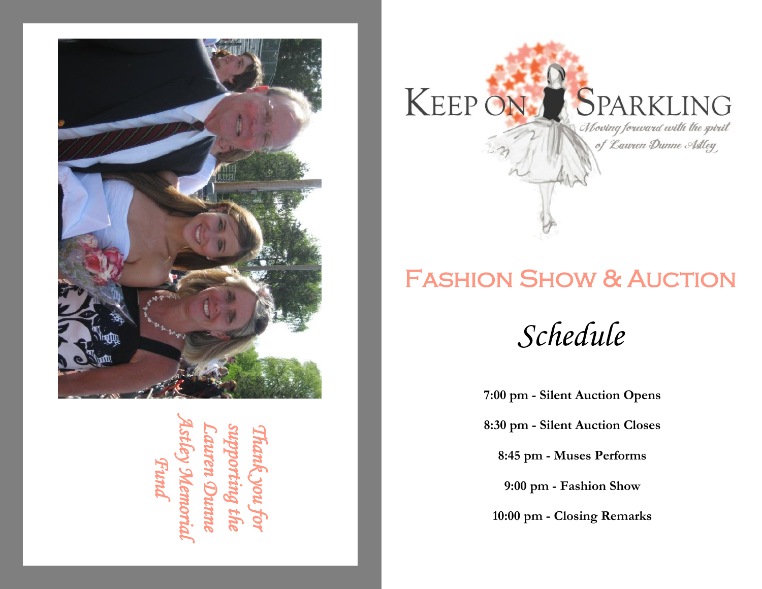*Thank you for supporting the Lauren Dunne Astley Memorial Fund*

# Keep on Sparkling

*Moving forward with the spirit of Lauren Dunne Astley*

## Fashion Show & Auction

## *Schedule*

**7:00 pm - Silent Auction Opens**

**8:30 pm - Silent Auction Closes**

**8:45 pm - Muses Performs**

**9:00 pm - Fashion Show**

**10:00 pm - Closing Remarks**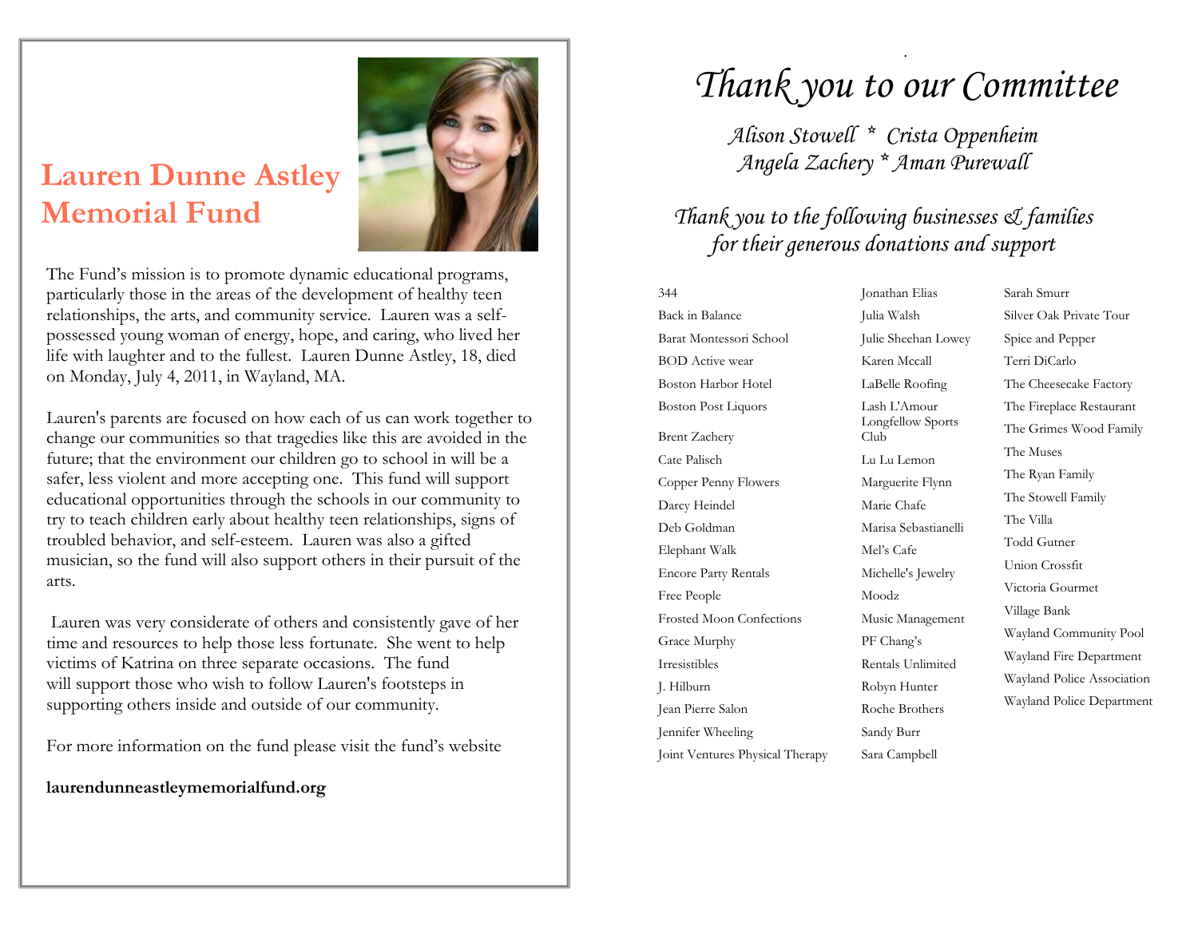# Lauren Dunne Astley Memorial Fund

The Fund's mission is to promote dynamic educational programs, particularly those in the areas of the development of healthy teen relationships, the arts, and community service. Lauren was a self-possessed young woman of energy, hope, and caring, who lived her life with laughter and to the fullest. Lauren Dunne Astley, 18, died on Monday, July 4, 2011, in Wayland, MA.

Lauren's parents are focused on how each of us can work together to change our communities so that tragedies like this are avoided in the future; that the environment our children go to school in will be a safer, less violent and more accepting one. This fund will support educational opportunities through the schools in our community to try to teach children early about healthy teen relationships, signs of troubled behavior, and self-esteem. Lauren was also a gifted musician, so the fund will also support others in their pursuit of the arts.

Lauren was very considerate of others and consistently gave of her time and resources to help those less fortunate. She went to help victims of Katrina on three separate occasions. The fund will support those who wish to follow Lauren's footsteps in supporting others inside and outside of our community.

For more information on the fund please visit the fund's website

**laurendunneastleymemorialfund.org**

# *Thank you to our Committee*

*Alison Stowell * Crista Oppenheim*
*Angela Zachery * Aman Purewall*

## *Thank you to the following businesses & families for their generous donations and support*

344
Back in Balance
Barat Montessori School
BOD Active wear
Boston Harbor Hotel
Boston Post Liquors
Brent Zachery
Cate Palisch
Copper Penny Flowers
Darcy Heindel
Deb Goldman
Elephant Walk
Encore Party Rentals
Free People
Frosted Moon Confections
Grace Murphy
Irresistibles
J. Hilburn
Jean Pierre Salon
Jennifer Wheeling
Joint Ventures Physical Therapy
Jonathan Elias
Julia Walsh
Julie Sheehan Lowey
Karen Mccall
LaBelle Roofing
Lash L'Amour
Longfellow Sports Club
Lu Lu Lemon
Marguerite Flynn
Marie Chafe
Marisa Sebastianelli
Mel's Cafe
Michelle's Jewelry
Moodz
Music Management
PF Chang's
Rentals Unlimited
Robyn Hunter
Roche Brothers
Sandy Burr
Sara Campbell
Sarah Smurr
Silver Oak Private Tour
Spice and Pepper
Terri DiCarlo
The Cheesecake Factory
The Fireplace Restaurant
The Grimes Wood Family
The Muses
The Ryan Family
The Stowell Family
The Villa
Todd Gutner
Union Crossfit
Victoria Gourmet
Village Bank
Wayland Community Pool
Wayland Fire Department
Wayland Police Association
Wayland Police Department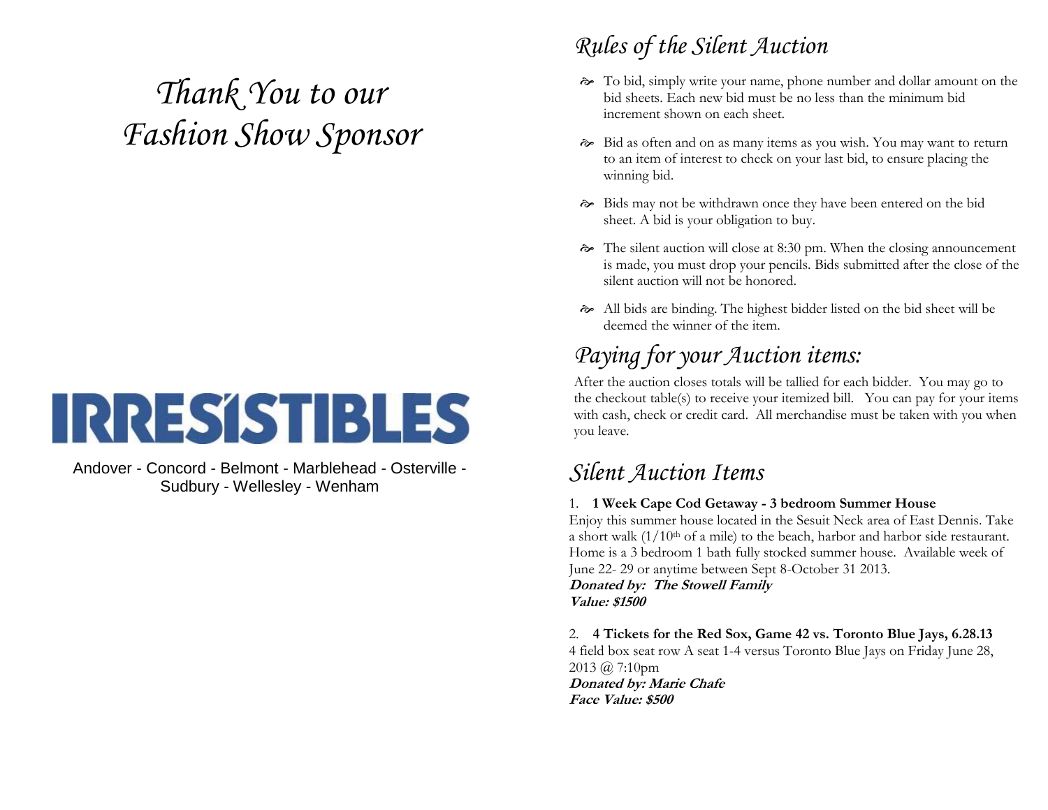# Thank You to our Fashion Show Sponsor

IRRESISTIBLES

Andover - Concord - Belmont - Marblehead - Osterville - Sudbury - Wellesley - Wenham

## Rules of the Silent Auction

- To bid, simply write your name, phone number and dollar amount on the bid sheets. Each new bid must be no less than the minimum bid increment shown on each sheet.
- Bid as often and on as many items as you wish. You may want to return to an item of interest to check on your last bid, to ensure placing the winning bid.
- Bids may not be withdrawn once they have been entered on the bid sheet. A bid is your obligation to buy.
- The silent auction will close at 8:30 pm. When the closing announcement is made, you must drop your pencils. Bids submitted after the close of the silent auction will not be honored.
- All bids are binding. The highest bidder listed on the bid sheet will be deemed the winner of the item.

## Paying for your Auction items:

After the auction closes totals will be tallied for each bidder. You may go to the checkout table(s) to receive your itemized bill. You can pay for your items with cash, check or credit card. All merchandise must be taken with you when you leave.

## Silent Auction Items

1. **1 Week Cape Cod Getaway - 3 bedroom Summer House**

Enjoy this summer house located in the Sesuit Neck area of East Dennis. Take a short walk (1/10th of a mile) to the beach, harbor and harbor side restaurant. Home is a 3 bedroom 1 bath fully stocked summer house. Available week of June 22- 29 or anytime between Sept 8-October 31 2013.
***Donated by: The Stowell Family***
***Value: $1500***

2. **4 Tickets for the Red Sox, Game 42 vs. Toronto Blue Jays, 6.28.13**

4 field box seat row A seat 1-4 versus Toronto Blue Jays on Friday June 28, 2013 @ 7:10pm
***Donated by: Marie Chafe***
***Face Value: $500***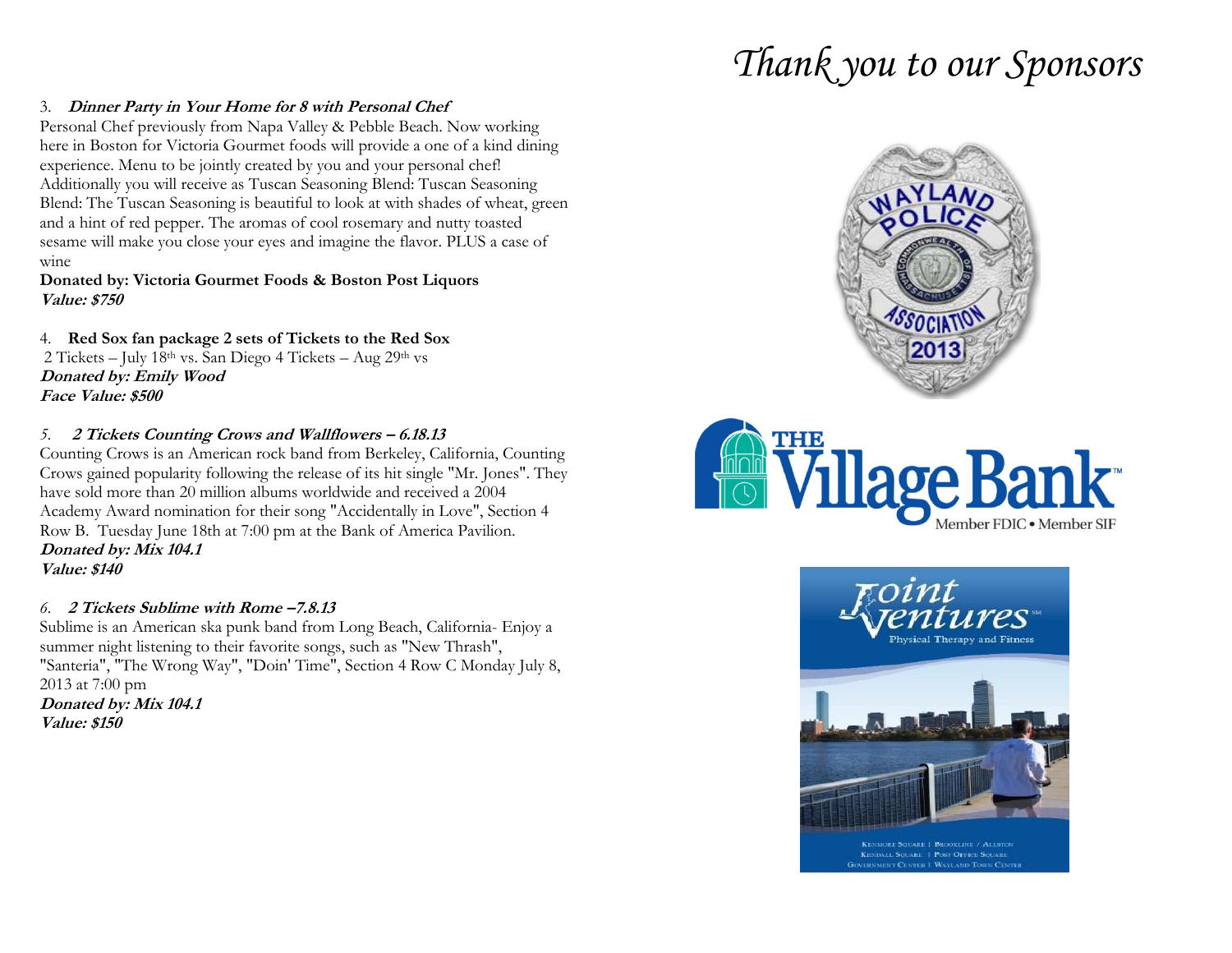# Thank you to our Sponsors

3. ***Dinner Party in Your Home for 8 with Personal Chef***

Personal Chef previously from Napa Valley & Pebble Beach. Now working here in Boston for Victoria Gourmet foods will provide a one of a kind dining experience. Menu to be jointly created by you and your personal chef! Additionally you will receive as Tuscan Seasoning Blend: Tuscan Seasoning Blend: The Tuscan Seasoning is beautiful to look at with shades of wheat, green and a hint of red pepper. The aromas of cool rosemary and nutty toasted sesame will make you close your eyes and imagine the flavor. PLUS a case of wine

**Donated by: Victoria Gourmet Foods & Boston Post Liquors**
***Value: $750***

4. **Red Sox fan package 2 sets of Tickets to the Red Sox**

2 Tickets – July 18th vs. San Diego 4 Tickets – Aug 29th vs

***Donated by: Emily Wood***
***Face Value: $500***

5. ***2 Tickets Counting Crows and Wallflowers – 6.18.13***

Counting Crows is an American rock band from Berkeley, California, Counting Crows gained popularity following the release of its hit single "Mr. Jones". They have sold more than 20 million albums worldwide and received a 2004 Academy Award nomination for their song "Accidentally in Love", Section 4 Row B. Tuesday June 18th at 7:00 pm at the Bank of America Pavilion.

***Donated by: Mix 104.1***
***Value: $140***

6. ***2 Tickets Sublime with Rome –7.8.13***

Sublime is an American ska punk band from Long Beach, California- Enjoy a summer night listening to their favorite songs, such as "New Thrash", "Santeria", "The Wrong Way", "Doin' Time", Section 4 Row C Monday July 8, 2013 at 7:00 pm

***Donated by: Mix 104.1***
***Value: $150***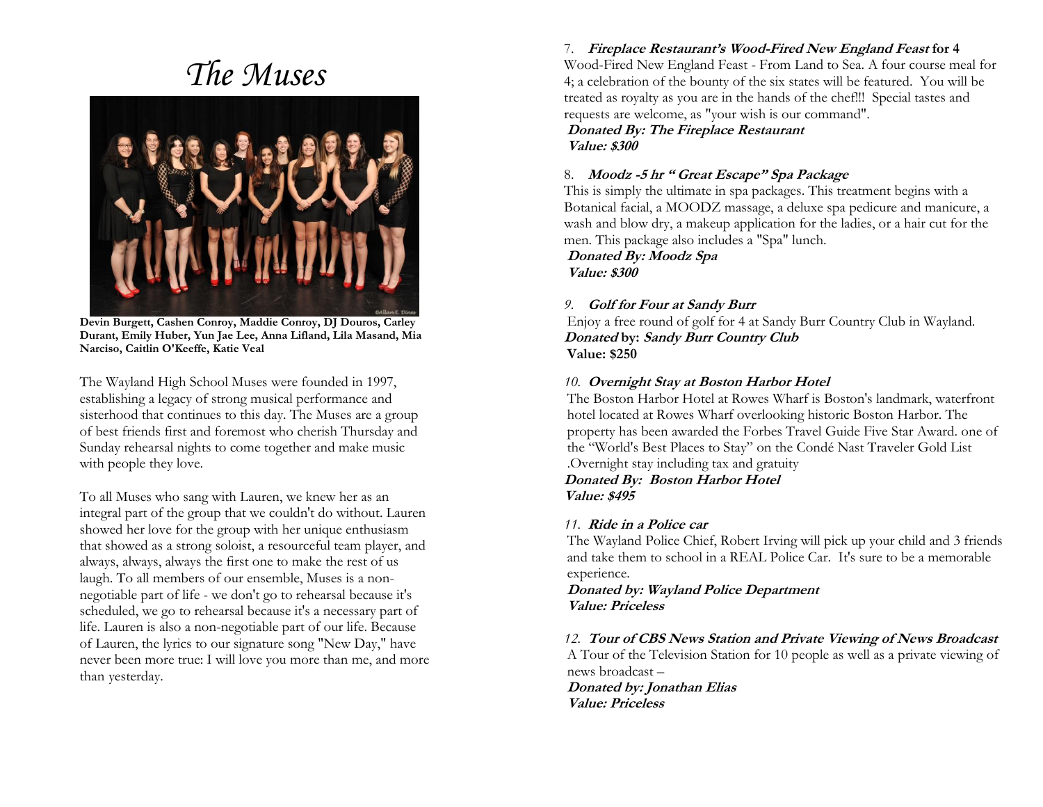# *The Muses*

**Devin Burgett, Cashen Conroy, Maddie Conroy, DJ Douros, Carley Durant, Emily Huber, Yun Jae Lee, Anna Lifland, Lila Masand, Mia Narciso, Caitlin O'Keeffe, Katie Veal**

The Wayland High School Muses were founded in 1997, establishing a legacy of strong musical performance and sisterhood that continues to this day. The Muses are a group of best friends first and foremost who cherish Thursday and Sunday rehearsal nights to come together and make music with people they love.

To all Muses who sang with Lauren, we knew her as an integral part of the group that we couldn't do without. Lauren showed her love for the group with her unique enthusiasm that showed as a strong soloist, a resourceful team player, and always, always, always the first one to make the rest of us laugh. To all members of our ensemble, Muses is a non-negotiable part of life - we don't go to rehearsal because it's scheduled, we go to rehearsal because it's a necessary part of life. Lauren is also a non-negotiable part of our life. Because of Lauren, the lyrics to our signature song "New Day," have never been more true: I will love you more than me, and more than yesterday.

7. ***Fireplace Restaurant's Wood-Fired New England Feast* for 4**
Wood-Fired New England Feast - From Land to Sea. A four course meal for 4; a celebration of the bounty of the six states will be featured. You will be treated as royalty as you are in the hands of the chef!!! Special tastes and requests are welcome, as "your wish is our command".
***Donated By: The Fireplace Restaurant***
***Value: $300***

8. ***Moodz -5 hr " Great Escape" Spa Package***
This is simply the ultimate in spa packages. This treatment begins with a Botanical facial, a MOODZ massage, a deluxe spa pedicure and manicure, a wash and blow dry, a makeup application for the ladies, or a hair cut for the men. This package also includes a "Spa" lunch.
***Donated By: Moodz Spa***
***Value: $300***

*9.* ***Golf for Four at Sandy Burr***
Enjoy a free round of golf for 4 at Sandy Burr Country Club in Wayland.
***Donated* by: *Sandy Burr Country Club***
**Value: $250**

*10.* ***Overnight Stay at Boston Harbor Hotel***
The Boston Harbor Hotel at Rowes Wharf is Boston's landmark, waterfront hotel located at Rowes Wharf overlooking historic Boston Harbor. The property has been awarded the Forbes Travel Guide Five Star Award. one of the "World's Best Places to Stay" on the Condé Nast Traveler Gold List .Overnight stay including tax and gratuity
***Donated By: Boston Harbor Hotel***
***Value: $495***

*11.* ***Ride in a Police car***
The Wayland Police Chief, Robert Irving will pick up your child and 3 friends and take them to school in a REAL Police Car. It's sure to be a memorable experience.
***Donated by: Wayland Police Department***
***Value: Priceless***

*12.* ***Tour of CBS News Station and Private Viewing of News Broadcast***
A Tour of the Television Station for 10 people as well as a private viewing of news broadcast –
***Donated by: Jonathan Elias***
***Value: Priceless***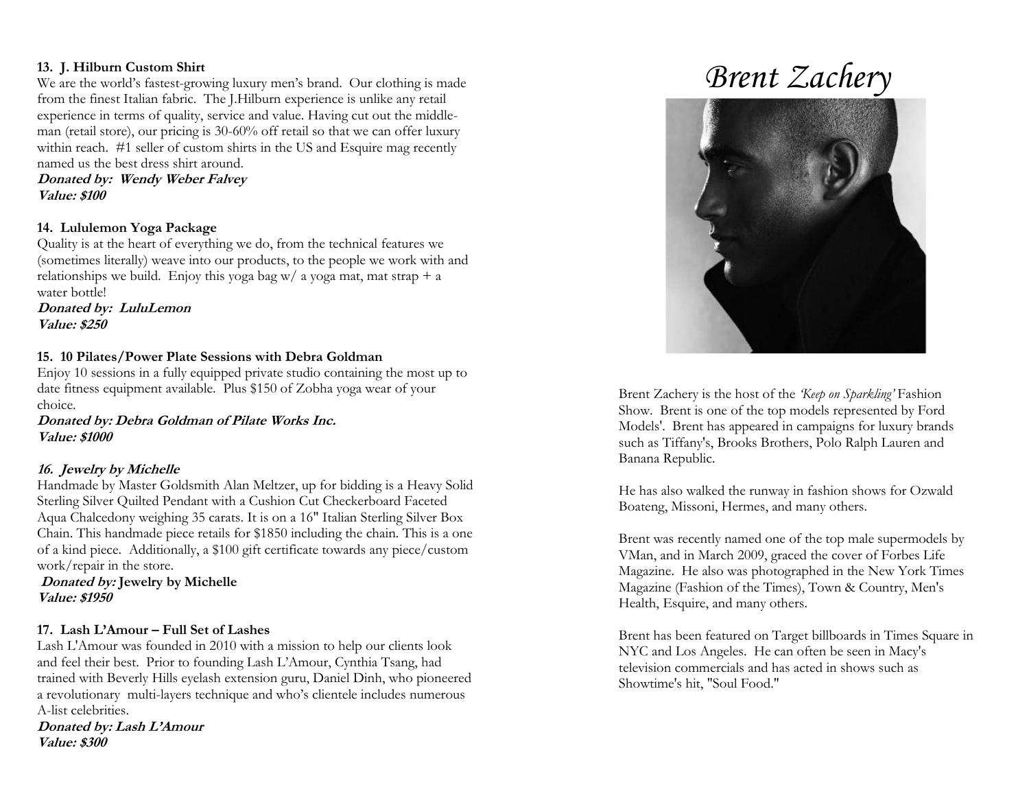**13. J. Hilburn Custom Shirt**
We are the world's fastest-growing luxury men's brand. Our clothing is made from the finest Italian fabric. The J.Hilburn experience is unlike any retail experience in terms of quality, service and value. Having cut out the middle-man (retail store), our pricing is 30-60% off retail so that we can offer luxury within reach. #1 seller of custom shirts in the US and Esquire mag recently named us the best dress shirt around.
***Donated by: Wendy Weber Falvey***
***Value: $100***

**14. Lululemon Yoga Package**
Quality is at the heart of everything we do, from the technical features we (sometimes literally) weave into our products, to the people we work with and relationships we build. Enjoy this yoga bag w/ a yoga mat, mat strap + a water bottle!
***Donated by: LuluLemon***
***Value: $250***

**15. 10 Pilates/Power Plate Sessions with Debra Goldman**
Enjoy 10 sessions in a fully equipped private studio containing the most up to date fitness equipment available. Plus $150 of Zobha yoga wear of your choice.
***Donated by: Debra Goldman of Pilate Works Inc.***
***Value: $1000***

***16. Jewelry by Michelle***
Handmade by Master Goldsmith Alan Meltzer, up for bidding is a Heavy Solid Sterling Silver Quilted Pendant with a Cushion Cut Checkerboard Faceted Aqua Chalcedony weighing 35 carats. It is on a 16" Italian Sterling Silver Box Chain. This handmade piece retails for $1850 including the chain. This is a one of a kind piece. Additionally, a $100 gift certificate towards any piece/custom work/repair in the store.
***Donated by:*** **Jewelry by Michelle**
***Value: $1950***

**17. Lash L'Amour – Full Set of Lashes**
Lash L'Amour was founded in 2010 with a mission to help our clients look and feel their best. Prior to founding Lash L'Amour, Cynthia Tsang, had trained with Beverly Hills eyelash extension guru, Daniel Dinh, who pioneered a revolutionary multi-layers technique and who's clientele includes numerous A-list celebrities.
***Donated by: Lash L'Amour***
***Value: $300***

# *Brent Zachery*

Brent Zachery is the host of the *'Keep on Sparkling'* Fashion Show. Brent is one of the top models represented by Ford Models'. Brent has appeared in campaigns for luxury brands such as Tiffany's, Brooks Brothers, Polo Ralph Lauren and Banana Republic.

He has also walked the runway in fashion shows for Ozwald Boateng, Missoni, Hermes, and many others.

Brent was recently named one of the top male supermodels by VMan, and in March 2009, graced the cover of Forbes Life Magazine. He also was photographed in the New York Times Magazine (Fashion of the Times), Town & Country, Men's Health, Esquire, and many others.

Brent has been featured on Target billboards in Times Square in NYC and Los Angeles. He can often be seen in Macy's television commercials and has acted in shows such as Showtime's hit, "Soul Food."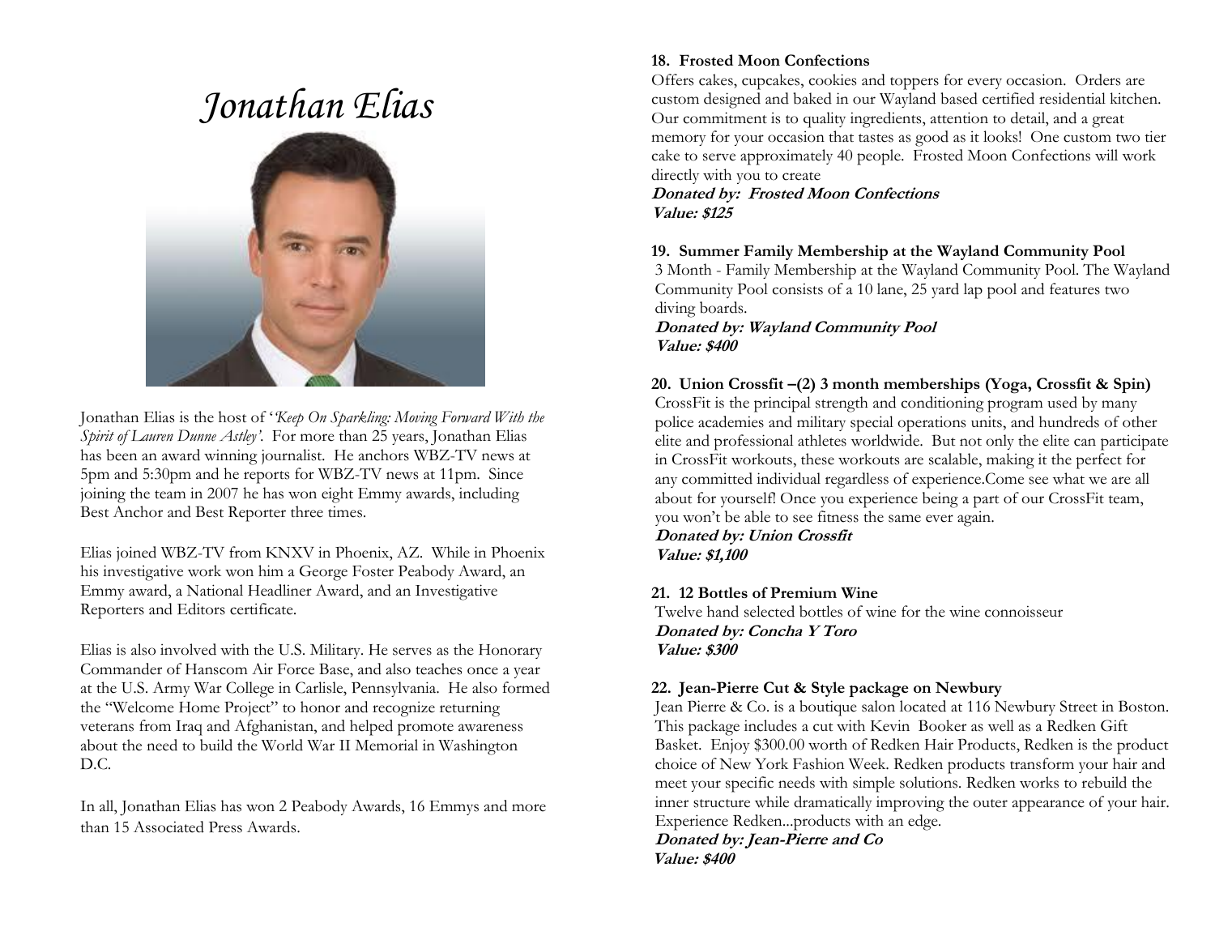# *Jonathan Elias*

Jonathan Elias is the host of '*'Keep On Sparkling: Moving Forward With the Spirit of Lauren Dunne Astley'.* For more than 25 years, Jonathan Elias has been an award winning journalist. He anchors WBZ-TV news at 5pm and 5:30pm and he reports for WBZ-TV news at 11pm. Since joining the team in 2007 he has won eight Emmy awards, including Best Anchor and Best Reporter three times.

Elias joined WBZ-TV from KNXV in Phoenix, AZ. While in Phoenix his investigative work won him a George Foster Peabody Award, an Emmy award, a National Headliner Award, and an Investigative Reporters and Editors certificate.

Elias is also involved with the U.S. Military. He serves as the Honorary Commander of Hanscom Air Force Base, and also teaches once a year at the U.S. Army War College in Carlisle, Pennsylvania. He also formed the "Welcome Home Project" to honor and recognize returning veterans from Iraq and Afghanistan, and helped promote awareness about the need to build the World War II Memorial in Washington D.C.

In all, Jonathan Elias has won 2 Peabody Awards, 16 Emmys and more than 15 Associated Press Awards.

**18. Frosted Moon Confections**
Offers cakes, cupcakes, cookies and toppers for every occasion. Orders are custom designed and baked in our Wayland based certified residential kitchen. Our commitment is to quality ingredients, attention to detail, and a great memory for your occasion that tastes as good as it looks! One custom two tier cake to serve approximately 40 people. Frosted Moon Confections will work directly with you to create
***Donated by: Frosted Moon Confections***
***Value: $125***

**19. Summer Family Membership at the Wayland Community Pool**
3 Month - Family Membership at the Wayland Community Pool. The Wayland Community Pool consists of a 10 lane, 25 yard lap pool and features two diving boards.
***Donated by: Wayland Community Pool***
***Value: $400***

**20. Union Crossfit –(2) 3 month memberships (Yoga, Crossfit & Spin)**
CrossFit is the principal strength and conditioning program used by many police academies and military special operations units, and hundreds of other elite and professional athletes worldwide. But not only the elite can participate in CrossFit workouts, these workouts are scalable, making it the perfect for any committed individual regardless of experience.Come see what we are all about for yourself! Once you experience being a part of our CrossFit team, you won't be able to see fitness the same ever again.
***Donated by: Union Crossfit***
***Value: $1,100***

**21. 12 Bottles of Premium Wine**
Twelve hand selected bottles of wine for the wine connoisseur
***Donated by: Concha Y Toro***
***Value: $300***

**22. Jean-Pierre Cut & Style package on Newbury**
Jean Pierre & Co. is a boutique salon located at 116 Newbury Street in Boston. This package includes a cut with Kevin Booker as well as a Redken Gift Basket. Enjoy $300.00 worth of Redken Hair Products, Redken is the product choice of New York Fashion Week. Redken products transform your hair and meet your specific needs with simple solutions. Redken works to rebuild the inner structure while dramatically improving the outer appearance of your hair. Experience Redken...products with an edge.
***Donated by: Jean-Pierre and Co***
***Value: $400***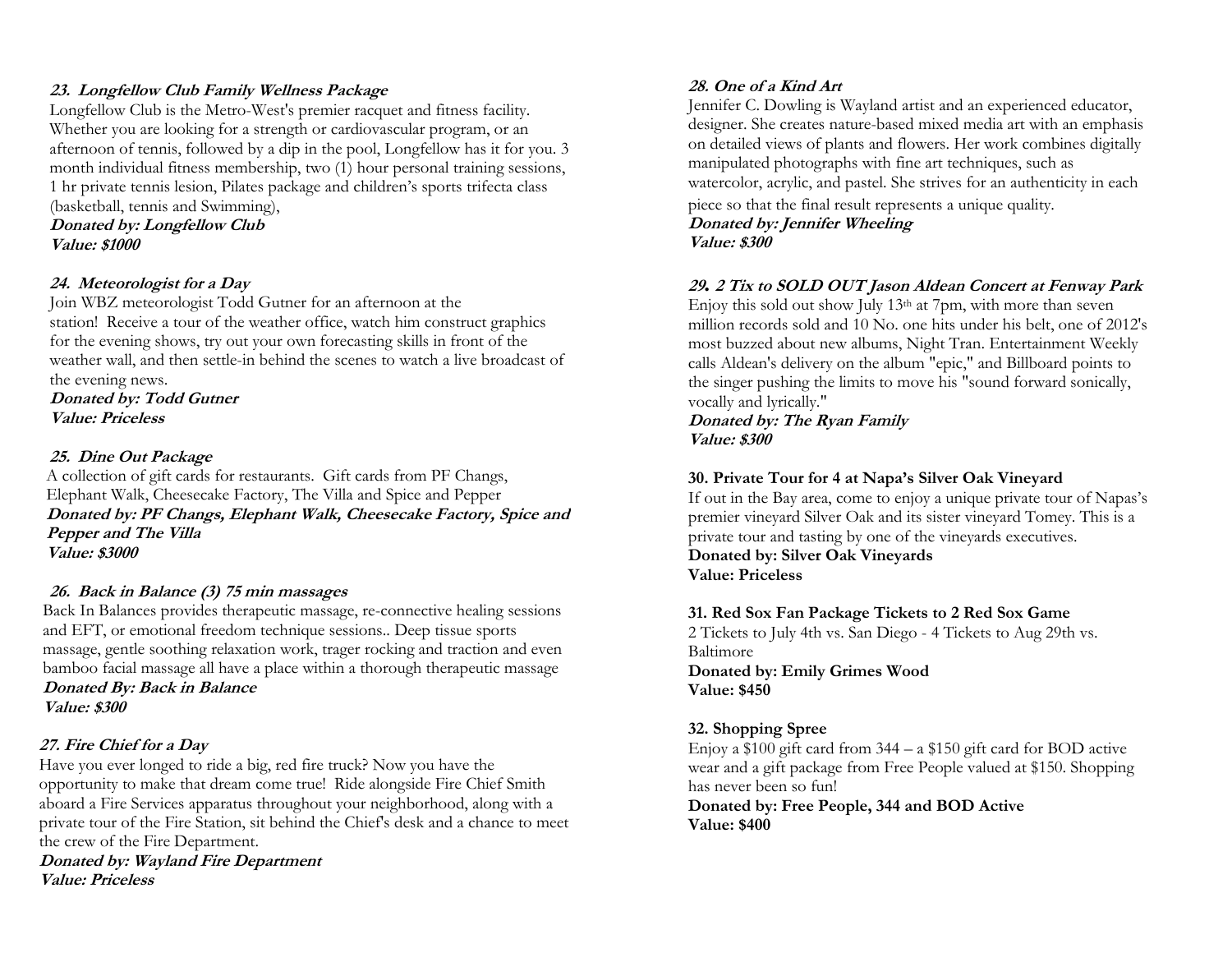***23. Longfellow Club Family Wellness Package***

Longfellow Club is the Metro-West's premier racquet and fitness facility. Whether you are looking for a strength or cardiovascular program, or an afternoon of tennis, followed by a dip in the pool, Longfellow has it for you. 3 month individual fitness membership, two (1) hour personal training sessions, 1 hr private tennis lesion, Pilates package and children's sports trifecta class (basketball, tennis and Swimming),

***Donated by: Longfellow Club***

***Value: $1000***

***24. Meteorologist for a Day***

Join WBZ meteorologist Todd Gutner for an afternoon at the station! Receive a tour of the weather office, watch him construct graphics for the evening shows, try out your own forecasting skills in front of the weather wall, and then settle-in behind the scenes to watch a live broadcast of the evening news.

***Donated by: Todd Gutner***

***Value: Priceless***

***25. Dine Out Package***

A collection of gift cards for restaurants. Gift cards from PF Changs, Elephant Walk, Cheesecake Factory, The Villa and Spice and Pepper

***Donated by: PF Changs, Elephant Walk, Cheesecake Factory, Spice and Pepper and The Villa***

***Value: $3000***

***26. Back in Balance (3) 75 min massages***

Back In Balances provides therapeutic massage, re-connective healing sessions and EFT, or emotional freedom technique sessions.. Deep tissue sports massage, gentle soothing relaxation work, trager rocking and traction and even bamboo facial massage all have a place within a thorough therapeutic massage

***Donated By: Back in Balance***

***Value: $300***

***27. Fire Chief for a Day***

Have you ever longed to ride a big, red fire truck? Now you have the opportunity to make that dream come true! Ride alongside Fire Chief Smith aboard a Fire Services apparatus throughout your neighborhood, along with a private tour of the Fire Station, sit behind the Chief's desk and a chance to meet the crew of the Fire Department.

***Donated by: Wayland Fire Department***

***Value: Priceless***

***28. One of a Kind Art***

Jennifer C. Dowling is Wayland artist and an experienced educator, designer. She creates nature-based mixed media art with an emphasis on detailed views of plants and flowers. Her work combines digitally manipulated photographs with fine art techniques, such as watercolor, acrylic, and pastel. She strives for an authenticity in each piece so that the final result represents a unique quality.

***Donated by: Jennifer Wheeling***

***Value: $300***

***29. 2 Tix to SOLD OUT Jason Aldean Concert at Fenway Park***

Enjoy this sold out show July 13th at 7pm, with more than seven million records sold and 10 No. one hits under his belt, one of 2012's most buzzed about new albums, Night Tran. Entertainment Weekly calls Aldean's delivery on the album "epic," and Billboard points to the singer pushing the limits to move his "sound forward sonically, vocally and lyrically."

***Donated by: The Ryan Family***

***Value: $300***

**30. Private Tour for 4 at Napa's Silver Oak Vineyard**

If out in the Bay area, come to enjoy a unique private tour of Napas's premier vineyard Silver Oak and its sister vineyard Tomey. This is a private tour and tasting by one of the vineyards executives.

**Donated by: Silver Oak Vineyards**

**Value: Priceless**

**31. Red Sox Fan Package Tickets to 2 Red Sox Game**

2 Tickets to July 4th vs. San Diego - 4 Tickets to Aug 29th vs. Baltimore

**Donated by: Emily Grimes Wood**

**Value: $450**

**32. Shopping Spree**

Enjoy a $100 gift card from 344 – a $150 gift card for BOD active wear and a gift package from Free People valued at $150. Shopping has never been so fun!

**Donated by: Free People, 344 and BOD Active**

**Value: $400**